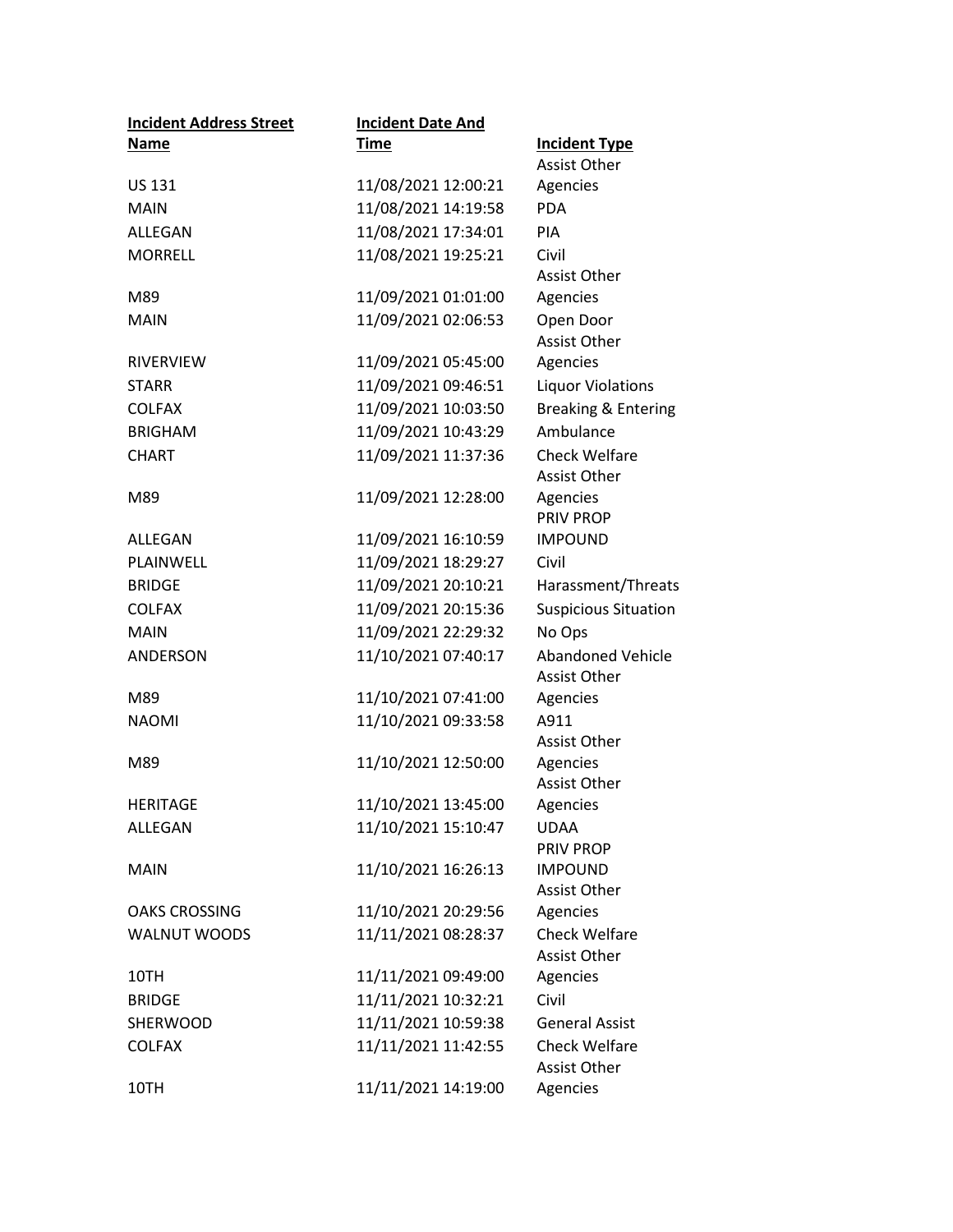| Incident Address Street Name | Incident Date And Time | Incident Type |
|---|---|---|
| US 131 | 11/08/2021 12:00:21 | Assist Other Agencies |
| MAIN | 11/08/2021 14:19:58 | PDA |
| ALLEGAN | 11/08/2021 17:34:01 | PIA |
| MORRELL | 11/08/2021 19:25:21 | Civil |
| M89 | 11/09/2021 01:01:00 | Assist Other Agencies |
| MAIN | 11/09/2021 02:06:53 | Open Door |
| RIVERVIEW | 11/09/2021 05:45:00 | Assist Other Agencies |
| STARR | 11/09/2021 09:46:51 | Liquor Violations |
| COLFAX | 11/09/2021 10:03:50 | Breaking & Entering |
| BRIGHAM | 11/09/2021 10:43:29 | Ambulance |
| CHART | 11/09/2021 11:37:36 | Check Welfare |
| M89 | 11/09/2021 12:28:00 | Assist Other Agencies |
| ALLEGAN | 11/09/2021 16:10:59 | PRIV PROP IMPOUND |
| PLAINWELL | 11/09/2021 18:29:27 | Civil |
| BRIDGE | 11/09/2021 20:10:21 | Harassment/Threats |
| COLFAX | 11/09/2021 20:15:36 | Suspicious Situation |
| MAIN | 11/09/2021 22:29:32 | No Ops |
| ANDERSON | 11/10/2021 07:40:17 | Abandoned Vehicle |
| M89 | 11/10/2021 07:41:00 | Assist Other Agencies |
| NAOMI | 11/10/2021 09:33:58 | A911 |
| M89 | 11/10/2021 12:50:00 | Assist Other Agencies |
| HERITAGE | 11/10/2021 13:45:00 | Assist Other Agencies |
| ALLEGAN | 11/10/2021 15:10:47 | UDAA |
| MAIN | 11/10/2021 16:26:13 | PRIV PROP IMPOUND |
| OAKS CROSSING | 11/10/2021 20:29:56 | Assist Other Agencies |
| WALNUT WOODS | 11/11/2021 08:28:37 | Check Welfare |
| 10TH | 11/11/2021 09:49:00 | Assist Other Agencies |
| BRIDGE | 11/11/2021 10:32:21 | Civil |
| SHERWOOD | 11/11/2021 10:59:38 | General Assist |
| COLFAX | 11/11/2021 11:42:55 | Check Welfare |
| 10TH | 11/11/2021 14:19:00 | Assist Other Agencies |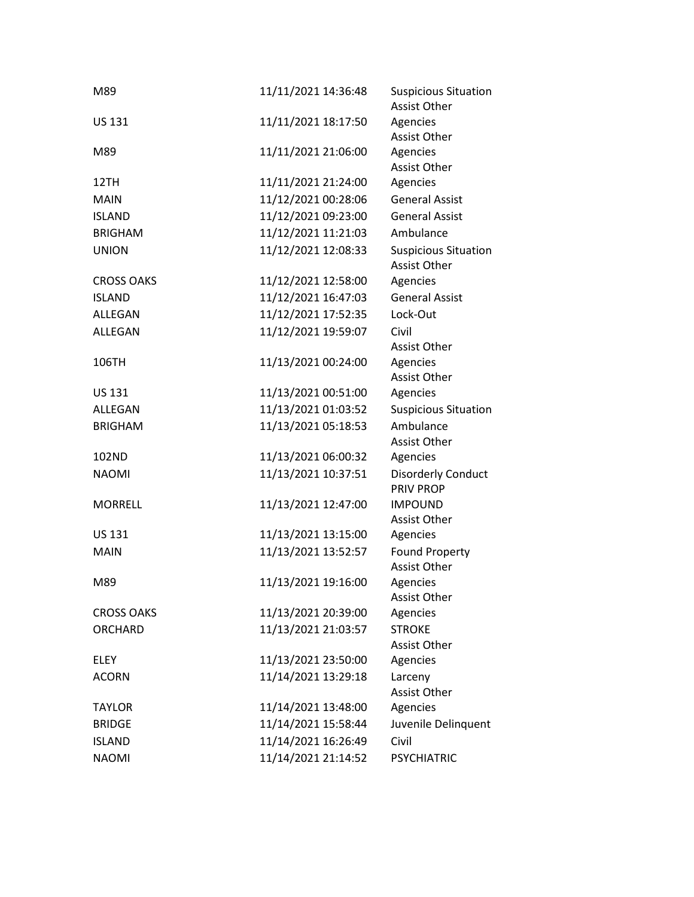| | | |
|---|---|---|
| M89 | 11/11/2021 14:36:48 | Suspicious Situation |
| US 131 | 11/11/2021 18:17:50 | Assist Other Agencies |
| M89 | 11/11/2021 21:06:00 | Assist Other Agencies |
| 12TH | 11/11/2021 21:24:00 | Assist Other Agencies |
| MAIN | 11/12/2021 00:28:06 | General Assist |
| ISLAND | 11/12/2021 09:23:00 | General Assist |
| BRIGHAM | 11/12/2021 11:21:03 | Ambulance |
| UNION | 11/12/2021 12:08:33 | Suspicious Situation |
| CROSS OAKS | 11/12/2021 12:58:00 | Assist Other Agencies |
| ISLAND | 11/12/2021 16:47:03 | General Assist |
| ALLEGAN | 11/12/2021 17:52:35 | Lock-Out |
| ALLEGAN | 11/12/2021 19:59:07 | Civil |
| 106TH | 11/13/2021 00:24:00 | Assist Other Agencies |
| US 131 | 11/13/2021 00:51:00 | Assist Other Agencies |
| ALLEGAN | 11/13/2021 01:03:52 | Suspicious Situation |
| BRIGHAM | 11/13/2021 05:18:53 | Ambulance |
| 102ND | 11/13/2021 06:00:32 | Assist Other Agencies |
| NAOMI | 11/13/2021 10:37:51 | Disorderly Conduct |
| MORRELL | 11/13/2021 12:47:00 | PRIV PROP IMPOUND |
| US 131 | 11/13/2021 13:15:00 | Assist Other Agencies |
| MAIN | 11/13/2021 13:52:57 | Found Property |
| M89 | 11/13/2021 19:16:00 | Assist Other Agencies |
| CROSS OAKS | 11/13/2021 20:39:00 | Assist Other Agencies |
| ORCHARD | 11/13/2021 21:03:57 | STROKE |
| ELEY | 11/13/2021 23:50:00 | Assist Other Agencies |
| ACORN | 11/14/2021 13:29:18 | Larceny |
| TAYLOR | 11/14/2021 13:48:00 | Assist Other Agencies |
| BRIDGE | 11/14/2021 15:58:44 | Juvenile Delinquent |
| ISLAND | 11/14/2021 16:26:49 | Civil |
| NAOMI | 11/14/2021 21:14:52 | PSYCHIATRIC |